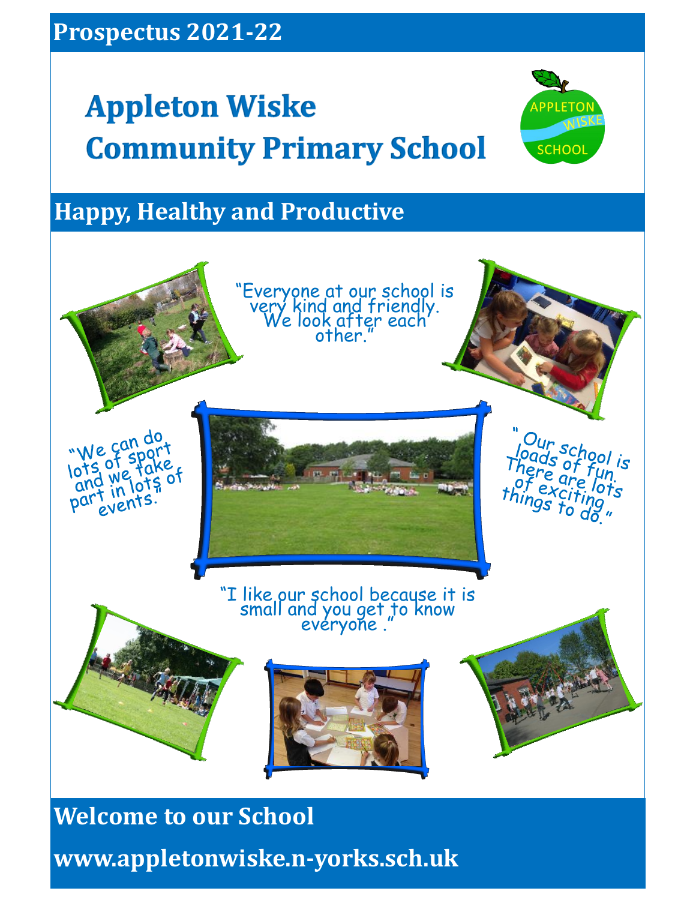**Prospectus 2021-22**

# Appleton Wiske Community Primary School

APPLETON WISKE SCHOOL

## Happy, Healthy and Productive

"Everyone at our school is very kind and friendly. We look after each other."

"We can do lots of sport and we take part in lots of events."

"Our school is loads of fun. There are lots of exciting things to do."

"I like our school because it is small and you get to know everyone ."

## Welcome to our School

**www.appletonwiske.n-yorks.sch.uk**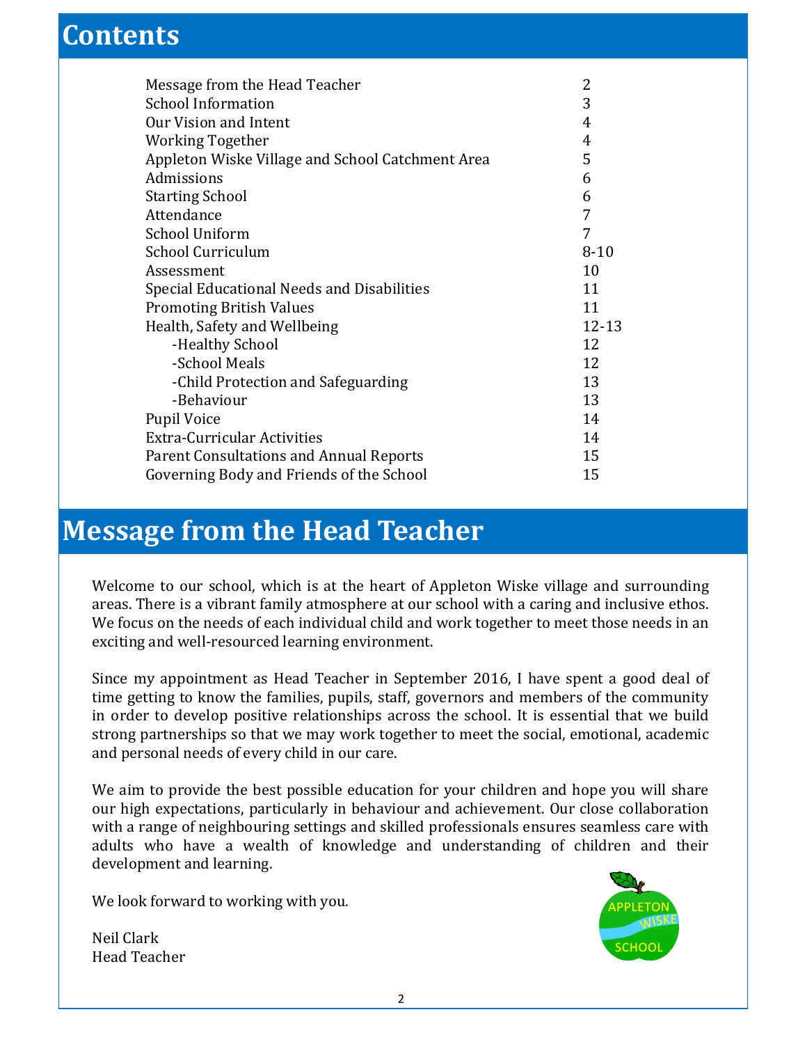# Contents

| | |
|---|---|
| Message from the Head Teacher | 2 |
| School Information | 3 |
| Our Vision and Intent | 4 |
| Working Together | 4 |
| Appleton Wiske Village and School Catchment Area | 5 |
| Admissions | 6 |
| Starting School | 6 |
| Attendance | 7 |
| School Uniform | 7 |
| School Curriculum | 8-10 |
| Assessment | 10 |
| Special Educational Needs and Disabilities | 11 |
| Promoting British Values | 11 |
| Health, Safety and Wellbeing | 12-13 |
| -Healthy School | 12 |
| -School Meals | 12 |
| -Child Protection and Safeguarding | 13 |
| -Behaviour | 13 |
| Pupil Voice | 14 |
| Extra-Curricular Activities | 14 |
| Parent Consultations and Annual Reports | 15 |
| Governing Body and Friends of the School | 15 |

# Message from the Head Teacher

Welcome to our school, which is at the heart of Appleton Wiske village and surrounding areas. There is a vibrant family atmosphere at our school with a caring and inclusive ethos. We focus on the needs of each individual child and work together to meet those needs in an exciting and well-resourced learning environment.

Since my appointment as Head Teacher in September 2016, I have spent a good deal of time getting to know the families, pupils, staff, governors and members of the community in order to develop positive relationships across the school. It is essential that we build strong partnerships so that we may work together to meet the social, emotional, academic and personal needs of every child in our care.

We aim to provide the best possible education for your children and hope you will share our high expectations, particularly in behaviour and achievement. Our close collaboration with a range of neighbouring settings and skilled professionals ensures seamless care with adults who have a wealth of knowledge and understanding of children and their development and learning.

We look forward to working with you.

Neil Clark
Head Teacher

APPLETON WISKE SCHOOL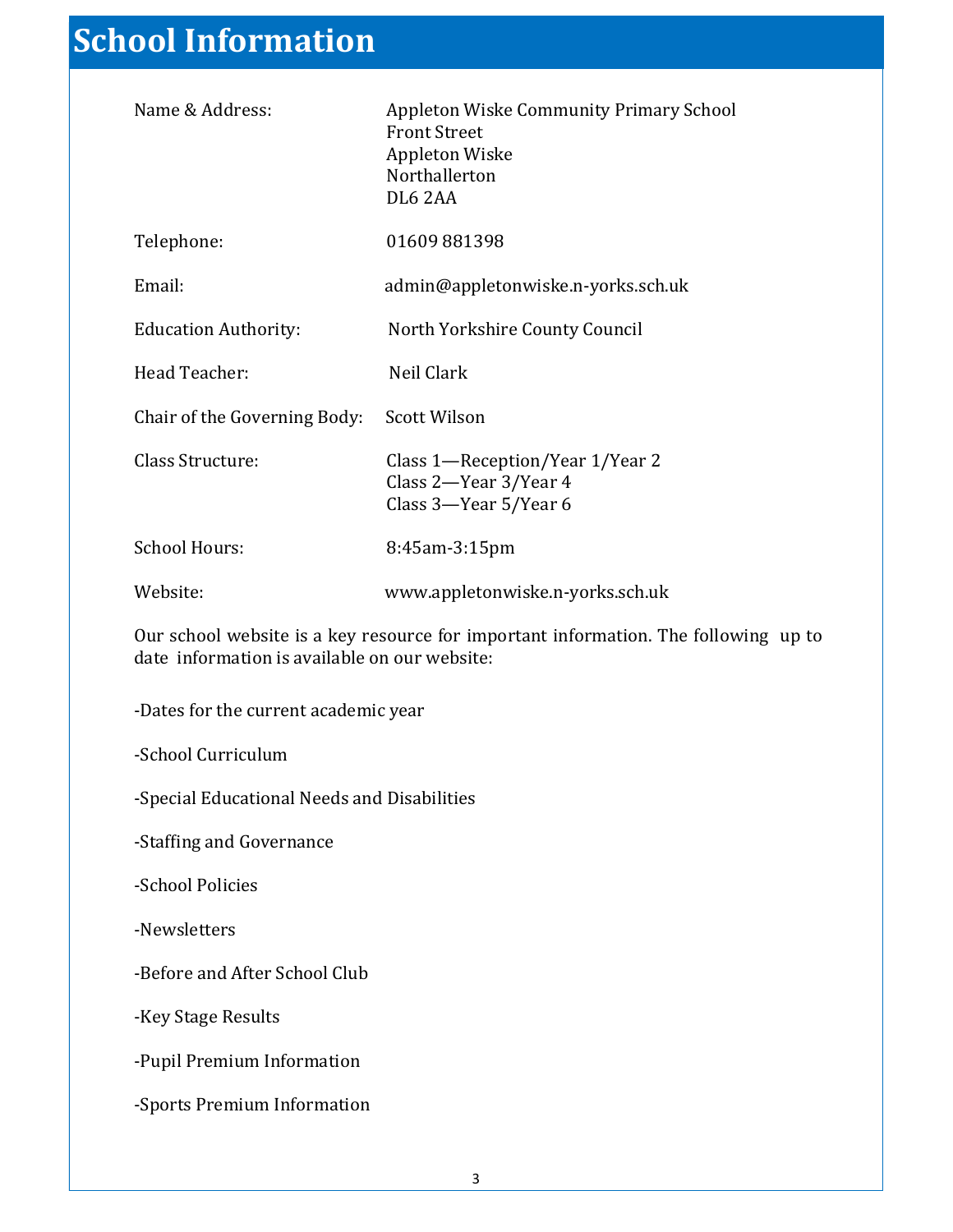# School Information

| | |
|---|---|
| Name & Address: | Appleton Wiske Community Primary School<br>Front Street<br>Appleton Wiske<br>Northallerton<br>DL6 2AA |
| Telephone: | 01609 881398 |
| Email: | admin@appletonwiske.n-yorks.sch.uk |
| Education Authority: | North Yorkshire County Council |
| Head Teacher: | Neil Clark |
| Chair of the Governing Body: | Scott Wilson |
| Class Structure: | Class 1—Reception/Year 1/Year 2<br>Class 2—Year 3/Year 4<br>Class 3—Year 5/Year 6 |
| School Hours: | 8:45am-3:15pm |
| Website: | www.appletonwiske.n-yorks.sch.uk |

Our school website is a key resource for important information. The following up to date information is available on our website:

-Dates for the current academic year

-School Curriculum

-Special Educational Needs and Disabilities

-Staffing and Governance

-School Policies

-Newsletters

-Before and After School Club

-Key Stage Results

-Pupil Premium Information

-Sports Premium Information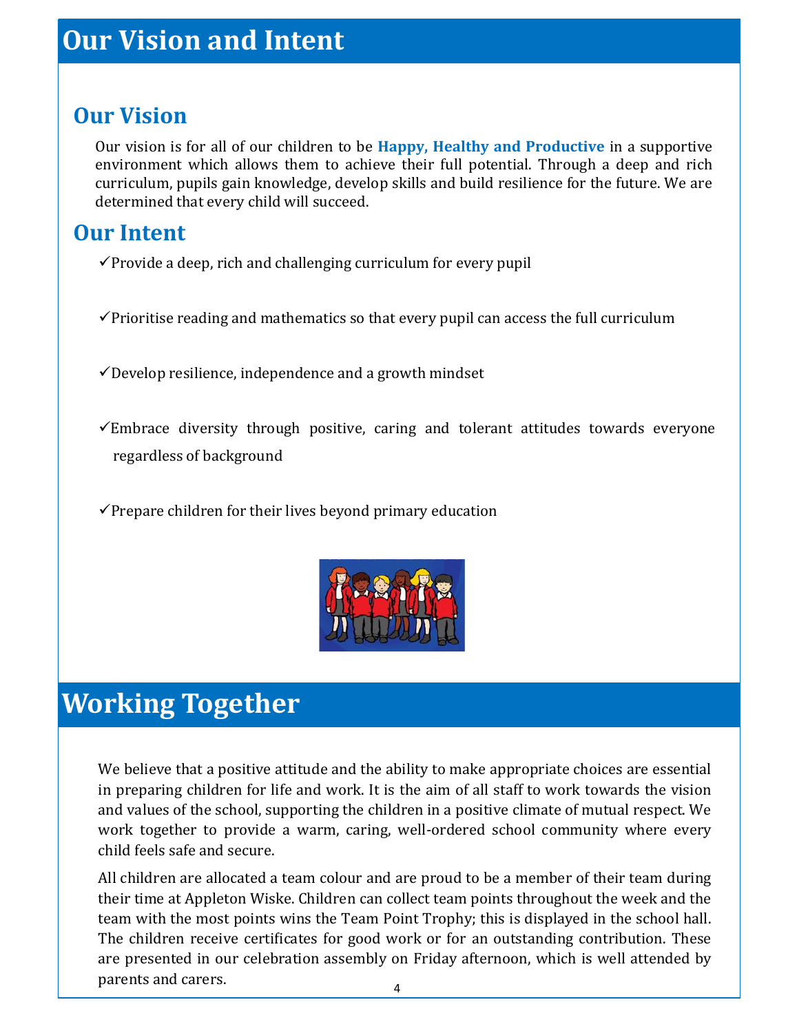# Our Vision and Intent

## Our Vision

Our vision is for all of our children to be **Happy, Healthy and Productive** in a supportive environment which allows them to achieve their full potential. Through a deep and rich curriculum, pupils gain knowledge, develop skills and build resilience for the future. We are determined that every child will succeed.

## Our Intent

✓Provide a deep, rich and challenging curriculum for every pupil

✓Prioritise reading and mathematics so that every pupil can access the full curriculum

✓Develop resilience, independence and a growth mindset

✓Embrace diversity through positive, caring and tolerant attitudes towards everyone regardless of background

✓Prepare children for their lives beyond primary education

# Working Together

We believe that a positive attitude and the ability to make appropriate choices are essential in preparing children for life and work. It is the aim of all staff to work towards the vision and values of the school, supporting the children in a positive climate of mutual respect. We work together to provide a warm, caring, well-ordered school community where every child feels safe and secure.

All children are allocated a team colour and are proud to be a member of their team during their time at Appleton Wiske. Children can collect team points throughout the week and the team with the most points wins the Team Point Trophy; this is displayed in the school hall. The children receive certificates for good work or for an outstanding contribution. These are presented in our celebration assembly on Friday afternoon, which is well attended by parents and carers.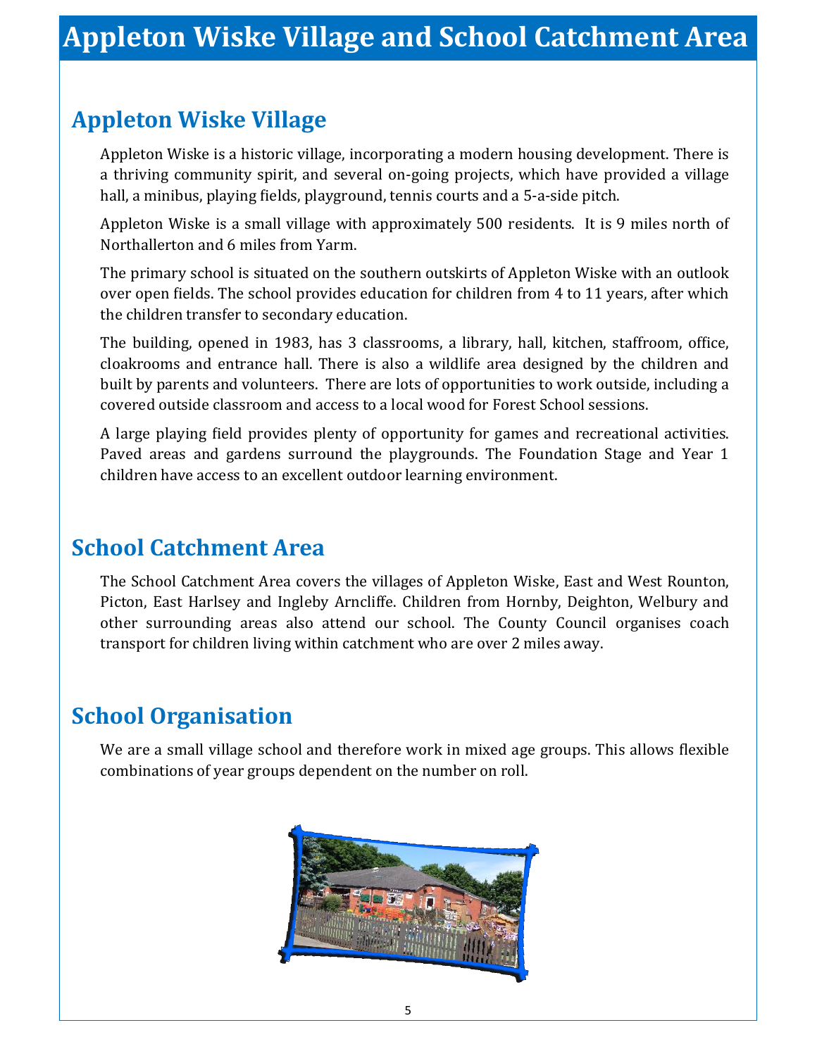# Appleton Wiske Village and School Catchment Area

## Appleton Wiske Village

Appleton Wiske is a historic village, incorporating a modern housing development. There is a thriving community spirit, and several on-going projects, which have provided a village hall, a minibus, playing fields, playground, tennis courts and a 5-a-side pitch.

Appleton Wiske is a small village with approximately 500 residents. It is 9 miles north of Northallerton and 6 miles from Yarm.

The primary school is situated on the southern outskirts of Appleton Wiske with an outlook over open fields. The school provides education for children from 4 to 11 years, after which the children transfer to secondary education.

The building, opened in 1983, has 3 classrooms, a library, hall, kitchen, staffroom, office, cloakrooms and entrance hall. There is also a wildlife area designed by the children and built by parents and volunteers. There are lots of opportunities to work outside, including a covered outside classroom and access to a local wood for Forest School sessions.

A large playing field provides plenty of opportunity for games and recreational activities. Paved areas and gardens surround the playgrounds. The Foundation Stage and Year 1 children have access to an excellent outdoor learning environment.

## School Catchment Area

The School Catchment Area covers the villages of Appleton Wiske, East and West Rounton, Picton, East Harlsey and Ingleby Arncliffe. Children from Hornby, Deighton, Welbury and other surrounding areas also attend our school. The County Council organises coach transport for children living within catchment who are over 2 miles away.

## School Organisation

We are a small village school and therefore work in mixed age groups. This allows flexible combinations of year groups dependent on the number on roll.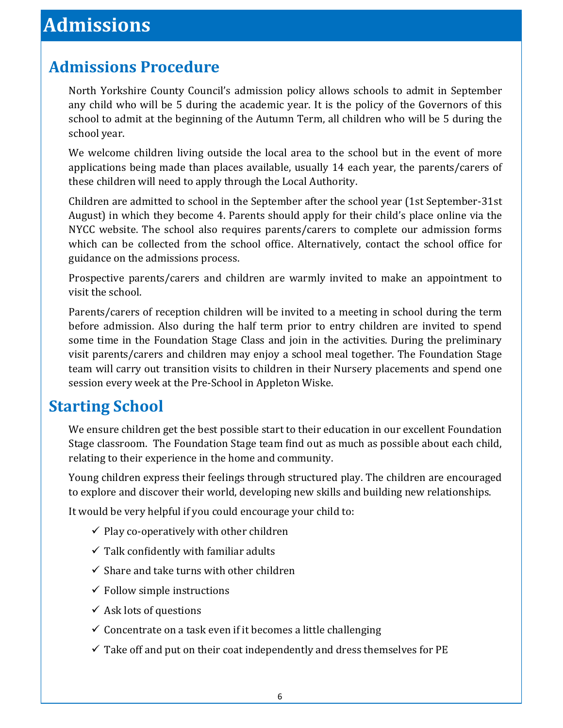# Admissions

## Admissions Procedure

North Yorkshire County Council's admission policy allows schools to admit in September any child who will be 5 during the academic year. It is the policy of the Governors of this school to admit at the beginning of the Autumn Term, all children who will be 5 during the school year.

We welcome children living outside the local area to the school but in the event of more applications being made than places available, usually 14 each year, the parents/carers of these children will need to apply through the Local Authority.

Children are admitted to school in the September after the school year (1st September-31st August) in which they become 4. Parents should apply for their child's place online via the NYCC website. The school also requires parents/carers to complete our admission forms which can be collected from the school office. Alternatively, contact the school office for guidance on the admissions process.

Prospective parents/carers and children are warmly invited to make an appointment to visit the school.

Parents/carers of reception children will be invited to a meeting in school during the term before admission. Also during the half term prior to entry children are invited to spend some time in the Foundation Stage Class and join in the activities. During the preliminary visit parents/carers and children may enjoy a school meal together. The Foundation Stage team will carry out transition visits to children in their Nursery placements and spend one session every week at the Pre-School in Appleton Wiske.

## Starting School

We ensure children get the best possible start to their education in our excellent Foundation Stage classroom. The Foundation Stage team find out as much as possible about each child, relating to their experience in the home and community.

Young children express their feelings through structured play. The children are encouraged to explore and discover their world, developing new skills and building new relationships.

It would be very helpful if you could encourage your child to:

- ✓ Play co-operatively with other children
- ✓ Talk confidently with familiar adults
- ✓ Share and take turns with other children
- ✓ Follow simple instructions
- ✓ Ask lots of questions
- ✓ Concentrate on a task even if it becomes a little challenging
- ✓ Take off and put on their coat independently and dress themselves for PE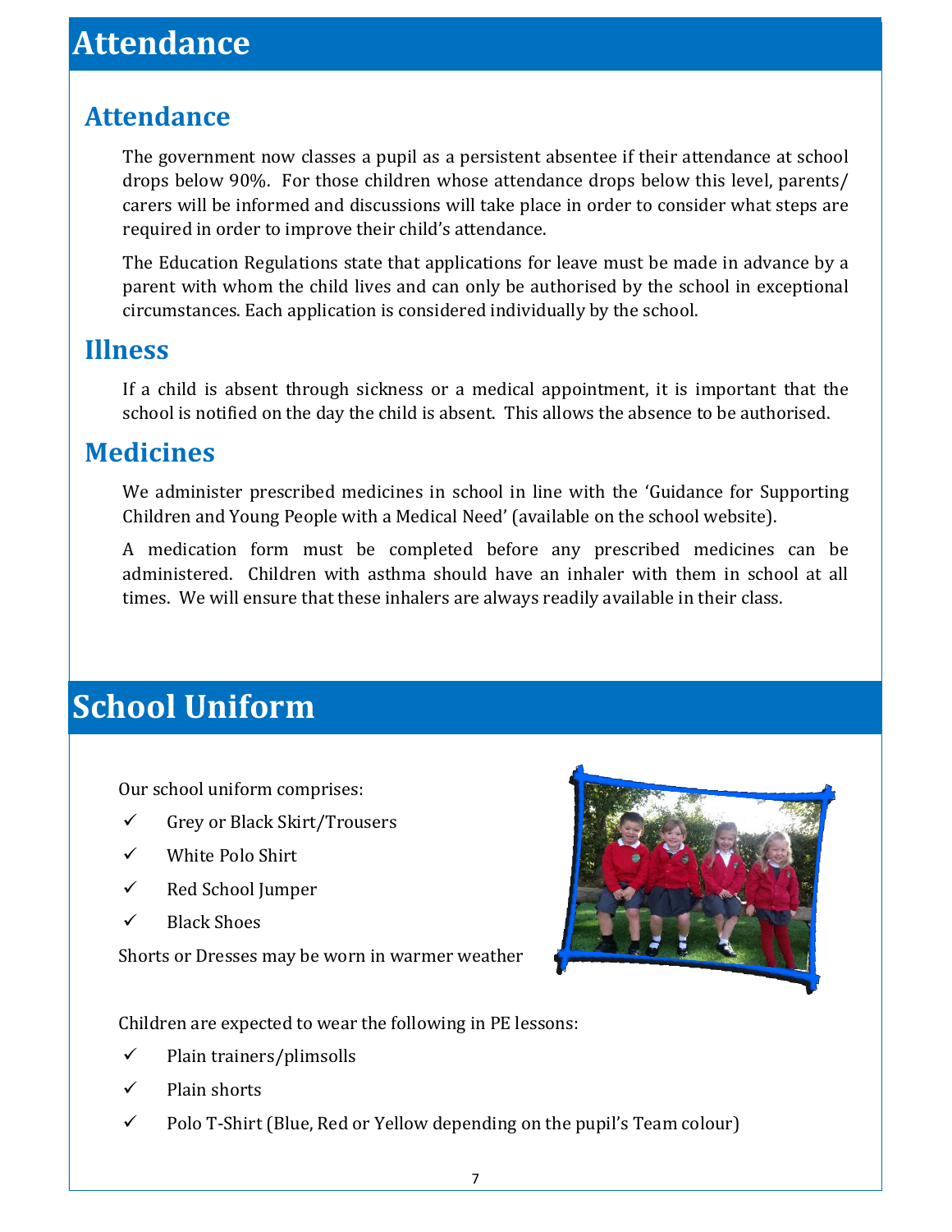# Attendance

## Attendance

The government now classes a pupil as a persistent absentee if their attendance at school drops below 90%. For those children whose attendance drops below this level, parents/ carers will be informed and discussions will take place in order to consider what steps are required in order to improve their child's attendance.

The Education Regulations state that applications for leave must be made in advance by a parent with whom the child lives and can only be authorised by the school in exceptional circumstances. Each application is considered individually by the school.

## Illness

If a child is absent through sickness or a medical appointment, it is important that the school is notified on the day the child is absent. This allows the absence to be authorised.

## Medicines

We administer prescribed medicines in school in line with the 'Guidance for Supporting Children and Young People with a Medical Need' (available on the school website).

A medication form must be completed before any prescribed medicines can be administered. Children with asthma should have an inhaler with them in school at all times. We will ensure that these inhalers are always readily available in their class.

# School Uniform

Our school uniform comprises:

- ✓ Grey or Black Skirt/Trousers
- ✓ White Polo Shirt
- ✓ Red School Jumper
- ✓ Black Shoes

Shorts or Dresses may be worn in warmer weather

Children are expected to wear the following in PE lessons:

- ✓ Plain trainers/plimsolls
- ✓ Plain shorts
- ✓ Polo T-Shirt (Blue, Red or Yellow depending on the pupil's Team colour)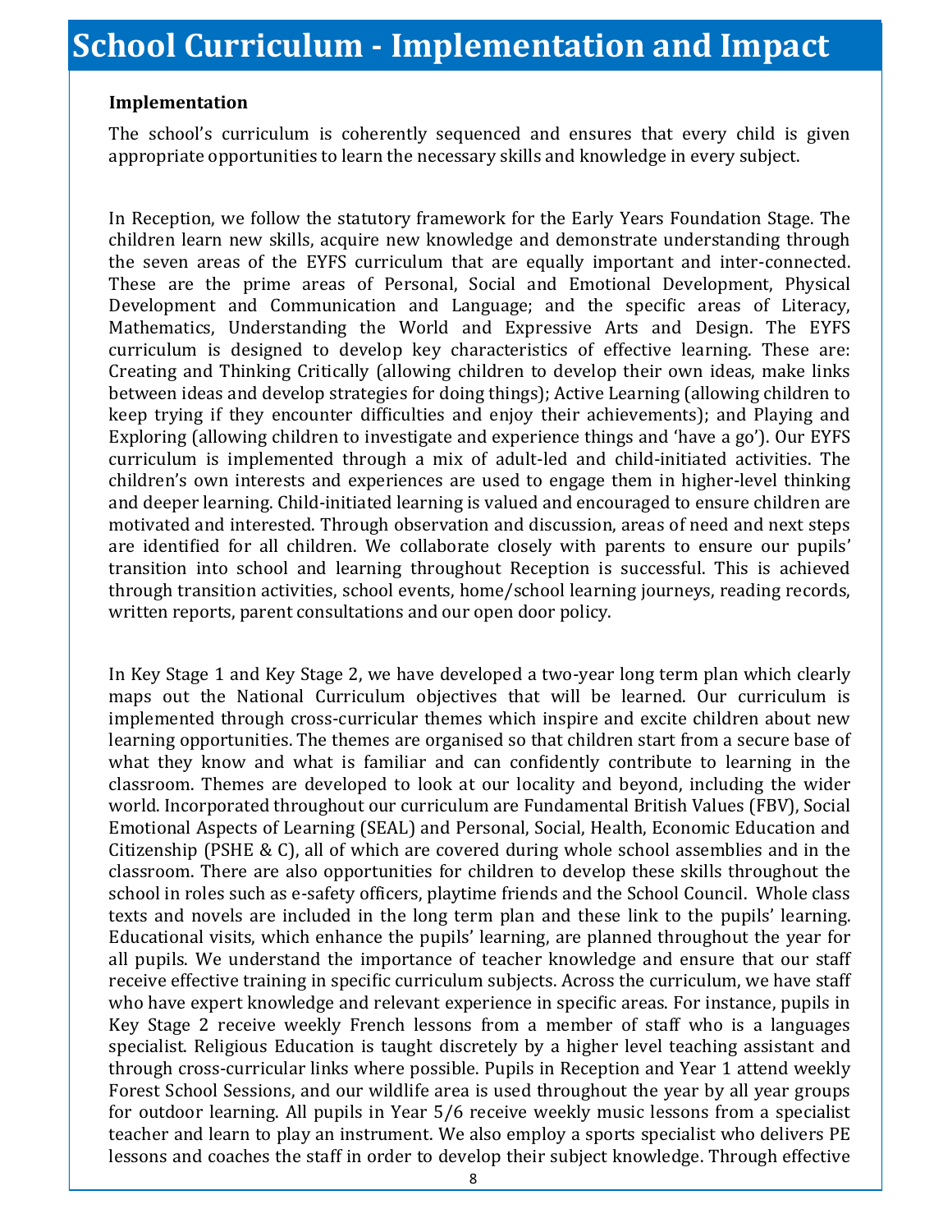# School Curriculum - Implementation and Impact

**Implementation**

The school's curriculum is coherently sequenced and ensures that every child is given appropriate opportunities to learn the necessary skills and knowledge in every subject.

In Reception, we follow the statutory framework for the Early Years Foundation Stage. The children learn new skills, acquire new knowledge and demonstrate understanding through the seven areas of the EYFS curriculum that are equally important and inter-connected. These are the prime areas of Personal, Social and Emotional Development, Physical Development and Communication and Language; and the specific areas of Literacy, Mathematics, Understanding the World and Expressive Arts and Design. The EYFS curriculum is designed to develop key characteristics of effective learning. These are: Creating and Thinking Critically (allowing children to develop their own ideas, make links between ideas and develop strategies for doing things); Active Learning (allowing children to keep trying if they encounter difficulties and enjoy their achievements); and Playing and Exploring (allowing children to investigate and experience things and 'have a go'). Our EYFS curriculum is implemented through a mix of adult-led and child-initiated activities. The children's own interests and experiences are used to engage them in higher-level thinking and deeper learning. Child-initiated learning is valued and encouraged to ensure children are motivated and interested. Through observation and discussion, areas of need and next steps are identified for all children. We collaborate closely with parents to ensure our pupils' transition into school and learning throughout Reception is successful. This is achieved through transition activities, school events, home/school learning journeys, reading records, written reports, parent consultations and our open door policy.

In Key Stage 1 and Key Stage 2, we have developed a two-year long term plan which clearly maps out the National Curriculum objectives that will be learned. Our curriculum is implemented through cross-curricular themes which inspire and excite children about new learning opportunities. The themes are organised so that children start from a secure base of what they know and what is familiar and can confidently contribute to learning in the classroom. Themes are developed to look at our locality and beyond, including the wider world. Incorporated throughout our curriculum are Fundamental British Values (FBV), Social Emotional Aspects of Learning (SEAL) and Personal, Social, Health, Economic Education and Citizenship (PSHE & C), all of which are covered during whole school assemblies and in the classroom. There are also opportunities for children to develop these skills throughout the school in roles such as e-safety officers, playtime friends and the School Council. Whole class texts and novels are included in the long term plan and these link to the pupils' learning. Educational visits, which enhance the pupils' learning, are planned throughout the year for all pupils. We understand the importance of teacher knowledge and ensure that our staff receive effective training in specific curriculum subjects. Across the curriculum, we have staff who have expert knowledge and relevant experience in specific areas. For instance, pupils in Key Stage 2 receive weekly French lessons from a member of staff who is a languages specialist. Religious Education is taught discretely by a higher level teaching assistant and through cross-curricular links where possible. Pupils in Reception and Year 1 attend weekly Forest School Sessions, and our wildlife area is used throughout the year by all year groups for outdoor learning. All pupils in Year 5/6 receive weekly music lessons from a specialist teacher and learn to play an instrument. We also employ a sports specialist who delivers PE lessons and coaches the staff in order to develop their subject knowledge. Through effective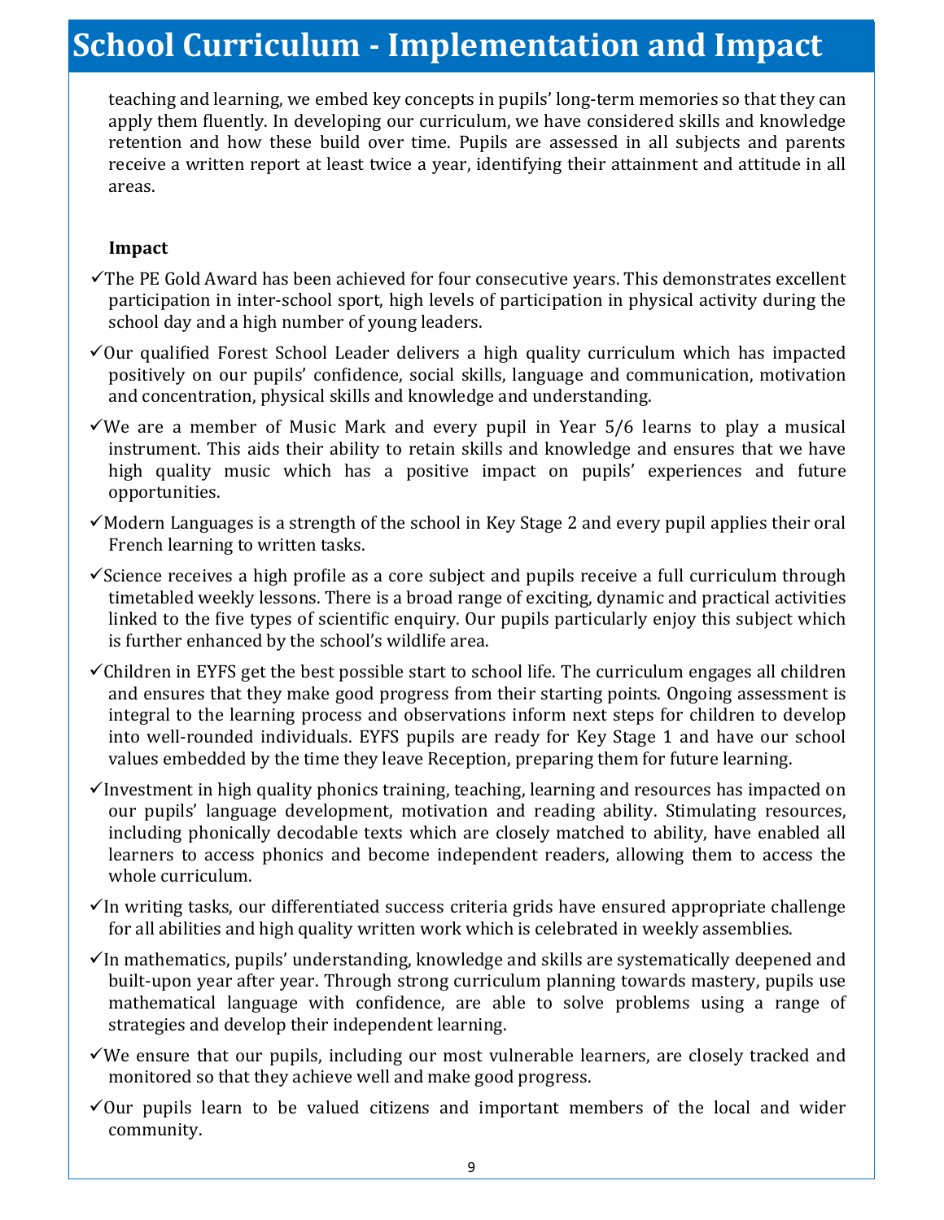# School Curriculum - Implementation and Impact

teaching and learning, we embed key concepts in pupils' long-term memories so that they can apply them fluently. In developing our curriculum, we have considered skills and knowledge retention and how these build over time. Pupils are assessed in all subjects and parents receive a written report at least twice a year, identifying their attainment and attitude in all areas.

**Impact**

- ✓The PE Gold Award has been achieved for four consecutive years. This demonstrates excellent participation in inter-school sport, high levels of participation in physical activity during the school day and a high number of young leaders.
- ✓Our qualified Forest School Leader delivers a high quality curriculum which has impacted positively on our pupils' confidence, social skills, language and communication, motivation and concentration, physical skills and knowledge and understanding.
- ✓We are a member of Music Mark and every pupil in Year 5/6 learns to play a musical instrument. This aids their ability to retain skills and knowledge and ensures that we have high quality music which has a positive impact on pupils' experiences and future opportunities.
- ✓Modern Languages is a strength of the school in Key Stage 2 and every pupil applies their oral French learning to written tasks.
- ✓Science receives a high profile as a core subject and pupils receive a full curriculum through timetabled weekly lessons. There is a broad range of exciting, dynamic and practical activities linked to the five types of scientific enquiry. Our pupils particularly enjoy this subject which is further enhanced by the school's wildlife area.
- ✓Children in EYFS get the best possible start to school life. The curriculum engages all children and ensures that they make good progress from their starting points. Ongoing assessment is integral to the learning process and observations inform next steps for children to develop into well-rounded individuals. EYFS pupils are ready for Key Stage 1 and have our school values embedded by the time they leave Reception, preparing them for future learning.
- ✓Investment in high quality phonics training, teaching, learning and resources has impacted on our pupils' language development, motivation and reading ability. Stimulating resources, including phonically decodable texts which are closely matched to ability, have enabled all learners to access phonics and become independent readers, allowing them to access the whole curriculum.
- ✓In writing tasks, our differentiated success criteria grids have ensured appropriate challenge for all abilities and high quality written work which is celebrated in weekly assemblies.
- ✓In mathematics, pupils' understanding, knowledge and skills are systematically deepened and built-upon year after year. Through strong curriculum planning towards mastery, pupils use mathematical language with confidence, are able to solve problems using a range of strategies and develop their independent learning.
- ✓We ensure that our pupils, including our most vulnerable learners, are closely tracked and monitored so that they achieve well and make good progress.
- ✓Our pupils learn to be valued citizens and important members of the local and wider community.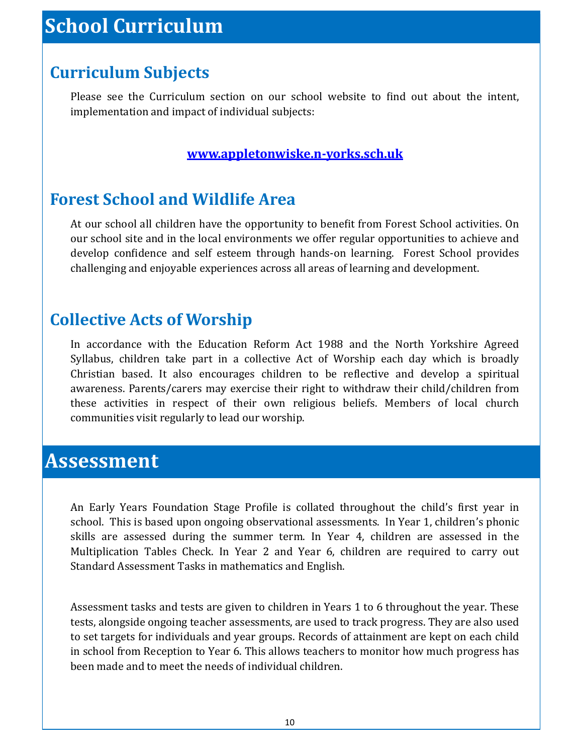# School Curriculum

## Curriculum Subjects

Please see the Curriculum section on our school website to find out about the intent, implementation and impact of individual subjects:

[www.appletonwiske.n-yorks.sch.uk](http://www.appletonwiske.n-yorks.sch.uk)

## Forest School and Wildlife Area

At our school all children have the opportunity to benefit from Forest School activities. On our school site and in the local environments we offer regular opportunities to achieve and develop confidence and self esteem through hands-on learning. Forest School provides challenging and enjoyable experiences across all areas of learning and development.

## Collective Acts of Worship

In accordance with the Education Reform Act 1988 and the North Yorkshire Agreed Syllabus, children take part in a collective Act of Worship each day which is broadly Christian based. It also encourages children to be reflective and develop a spiritual awareness. Parents/carers may exercise their right to withdraw their child/children from these activities in respect of their own religious beliefs. Members of local church communities visit regularly to lead our worship.

# Assessment

An Early Years Foundation Stage Profile is collated throughout the child's first year in school. This is based upon ongoing observational assessments. In Year 1, children's phonic skills are assessed during the summer term. In Year 4, children are assessed in the Multiplication Tables Check. In Year 2 and Year 6, children are required to carry out Standard Assessment Tasks in mathematics and English.

Assessment tasks and tests are given to children in Years 1 to 6 throughout the year. These tests, alongside ongoing teacher assessments, are used to track progress. They are also used to set targets for individuals and year groups. Records of attainment are kept on each child in school from Reception to Year 6. This allows teachers to monitor how much progress has been made and to meet the needs of individual children.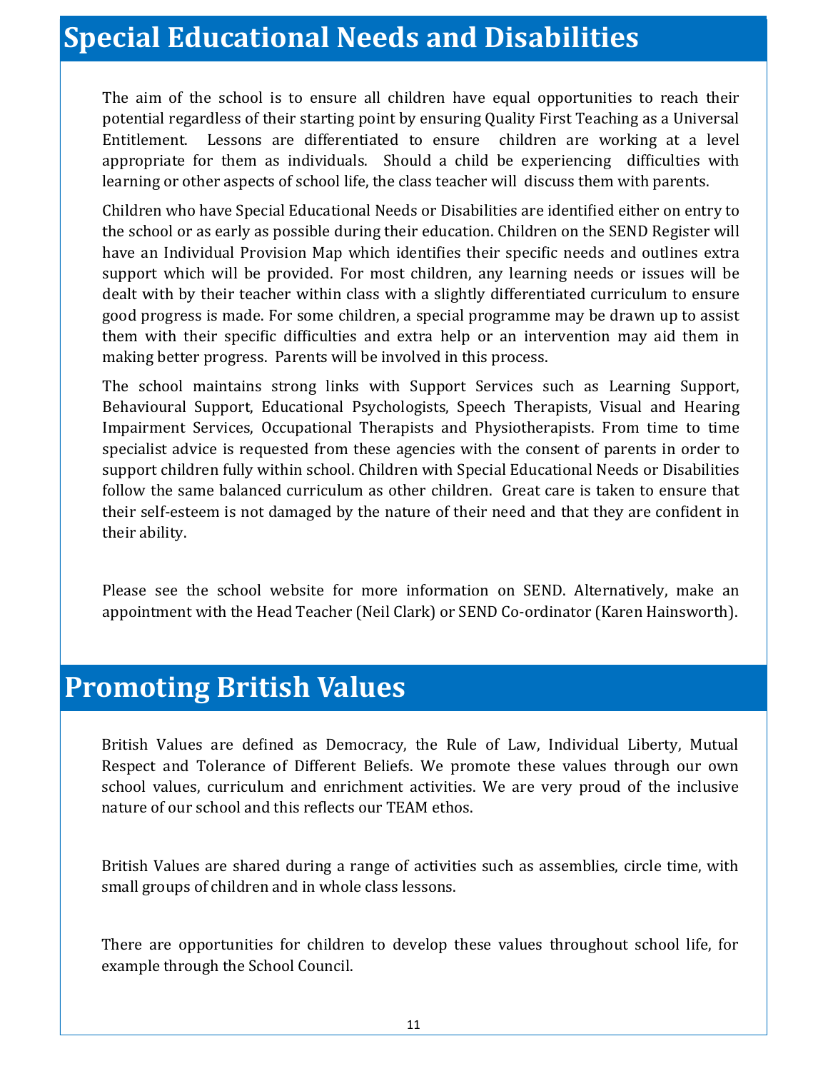# Special Educational Needs and Disabilities

The aim of the school is to ensure all children have equal opportunities to reach their potential regardless of their starting point by ensuring Quality First Teaching as a Universal Entitlement. Lessons are differentiated to ensure children are working at a level appropriate for them as individuals. Should a child be experiencing difficulties with learning or other aspects of school life, the class teacher will discuss them with parents.

Children who have Special Educational Needs or Disabilities are identified either on entry to the school or as early as possible during their education. Children on the SEND Register will have an Individual Provision Map which identifies their specific needs and outlines extra support which will be provided. For most children, any learning needs or issues will be dealt with by their teacher within class with a slightly differentiated curriculum to ensure good progress is made. For some children, a special programme may be drawn up to assist them with their specific difficulties and extra help or an intervention may aid them in making better progress. Parents will be involved in this process.

The school maintains strong links with Support Services such as Learning Support, Behavioural Support, Educational Psychologists, Speech Therapists, Visual and Hearing Impairment Services, Occupational Therapists and Physiotherapists. From time to time specialist advice is requested from these agencies with the consent of parents in order to support children fully within school. Children with Special Educational Needs or Disabilities follow the same balanced curriculum as other children. Great care is taken to ensure that their self-esteem is not damaged by the nature of their need and that they are confident in their ability.

Please see the school website for more information on SEND. Alternatively, make an appointment with the Head Teacher (Neil Clark) or SEND Co-ordinator (Karen Hainsworth).

# Promoting British Values

British Values are defined as Democracy, the Rule of Law, Individual Liberty, Mutual Respect and Tolerance of Different Beliefs. We promote these values through our own school values, curriculum and enrichment activities. We are very proud of the inclusive nature of our school and this reflects our TEAM ethos.

British Values are shared during a range of activities such as assemblies, circle time, with small groups of children and in whole class lessons.

There are opportunities for children to develop these values throughout school life, for example through the School Council.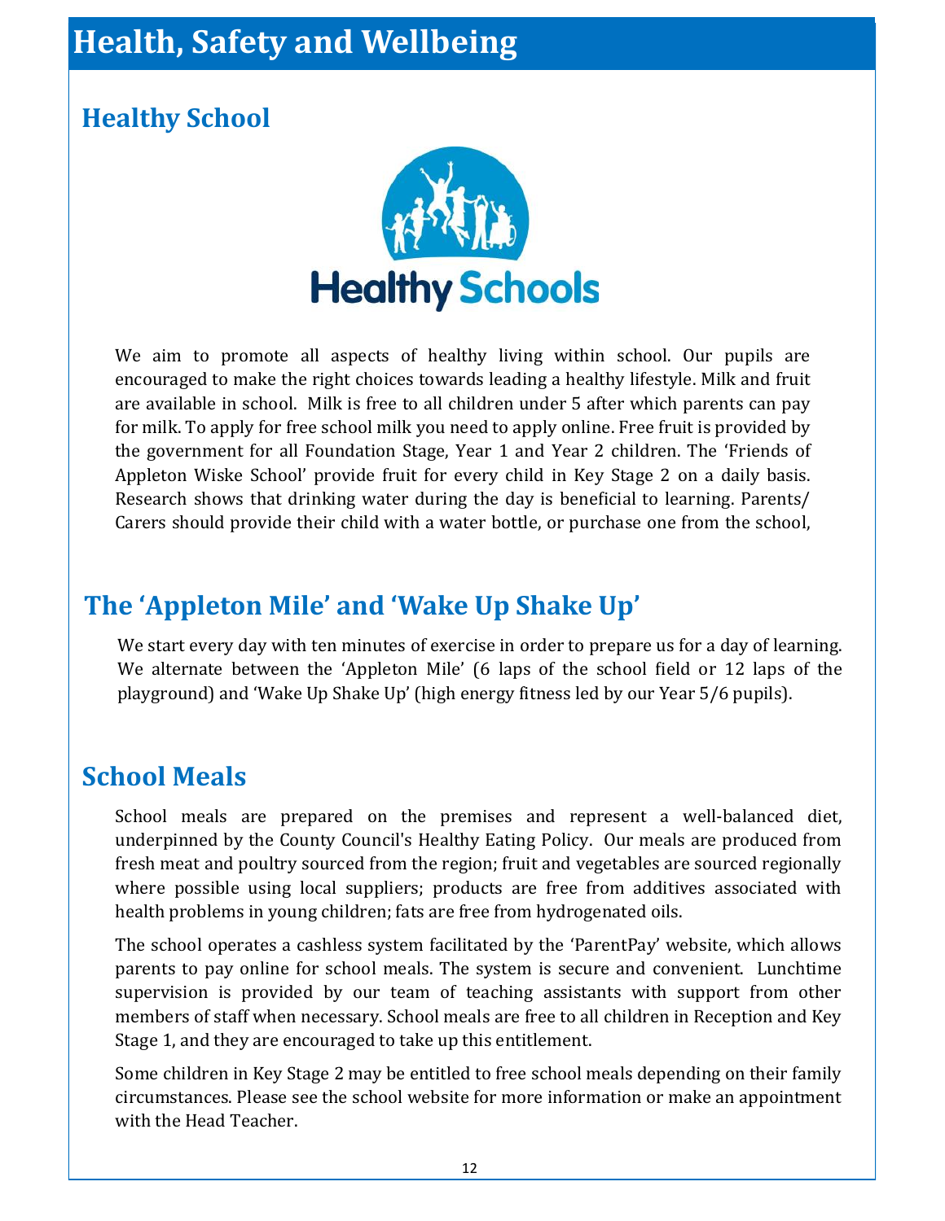# Health, Safety and Wellbeing

## Healthy School

We aim to promote all aspects of healthy living within school. Our pupils are encouraged to make the right choices towards leading a healthy lifestyle. Milk and fruit are available in school. Milk is free to all children under 5 after which parents can pay for milk. To apply for free school milk you need to apply online. Free fruit is provided by the government for all Foundation Stage, Year 1 and Year 2 children. The 'Friends of Appleton Wiske School' provide fruit for every child in Key Stage 2 on a daily basis. Research shows that drinking water during the day is beneficial to learning. Parents/ Carers should provide their child with a water bottle, or purchase one from the school,

## The 'Appleton Mile' and 'Wake Up Shake Up'

We start every day with ten minutes of exercise in order to prepare us for a day of learning. We alternate between the 'Appleton Mile' (6 laps of the school field or 12 laps of the playground) and 'Wake Up Shake Up' (high energy fitness led by our Year 5/6 pupils).

## School Meals

School meals are prepared on the premises and represent a well-balanced diet, underpinned by the County Council's Healthy Eating Policy. Our meals are produced from fresh meat and poultry sourced from the region; fruit and vegetables are sourced regionally where possible using local suppliers; products are free from additives associated with health problems in young children; fats are free from hydrogenated oils.

The school operates a cashless system facilitated by the 'ParentPay' website, which allows parents to pay online for school meals. The system is secure and convenient. Lunchtime supervision is provided by our team of teaching assistants with support from other members of staff when necessary. School meals are free to all children in Reception and Key Stage 1, and they are encouraged to take up this entitlement.

Some children in Key Stage 2 may be entitled to free school meals depending on their family circumstances. Please see the school website for more information or make an appointment with the Head Teacher.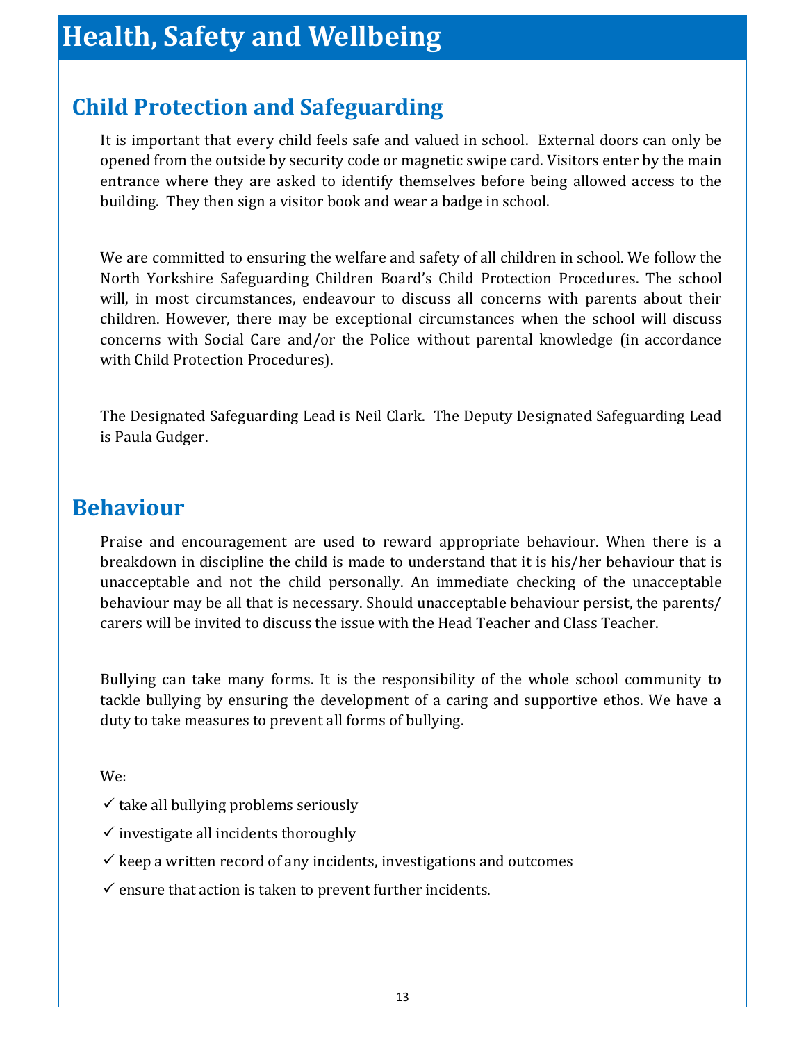# Health, Safety and Wellbeing

## Child Protection and Safeguarding

It is important that every child feels safe and valued in school. External doors can only be opened from the outside by security code or magnetic swipe card. Visitors enter by the main entrance where they are asked to identify themselves before being allowed access to the building. They then sign a visitor book and wear a badge in school.

We are committed to ensuring the welfare and safety of all children in school. We follow the North Yorkshire Safeguarding Children Board's Child Protection Procedures. The school will, in most circumstances, endeavour to discuss all concerns with parents about their children. However, there may be exceptional circumstances when the school will discuss concerns with Social Care and/or the Police without parental knowledge (in accordance with Child Protection Procedures).

The Designated Safeguarding Lead is Neil Clark. The Deputy Designated Safeguarding Lead is Paula Gudger.

## Behaviour

Praise and encouragement are used to reward appropriate behaviour. When there is a breakdown in discipline the child is made to understand that it is his/her behaviour that is unacceptable and not the child personally. An immediate checking of the unacceptable behaviour may be all that is necessary. Should unacceptable behaviour persist, the parents/ carers will be invited to discuss the issue with the Head Teacher and Class Teacher.

Bullying can take many forms. It is the responsibility of the whole school community to tackle bullying by ensuring the development of a caring and supportive ethos. We have a duty to take measures to prevent all forms of bullying.

We:

- ✓ take all bullying problems seriously
- ✓ investigate all incidents thoroughly
- ✓ keep a written record of any incidents, investigations and outcomes
- ✓ ensure that action is taken to prevent further incidents.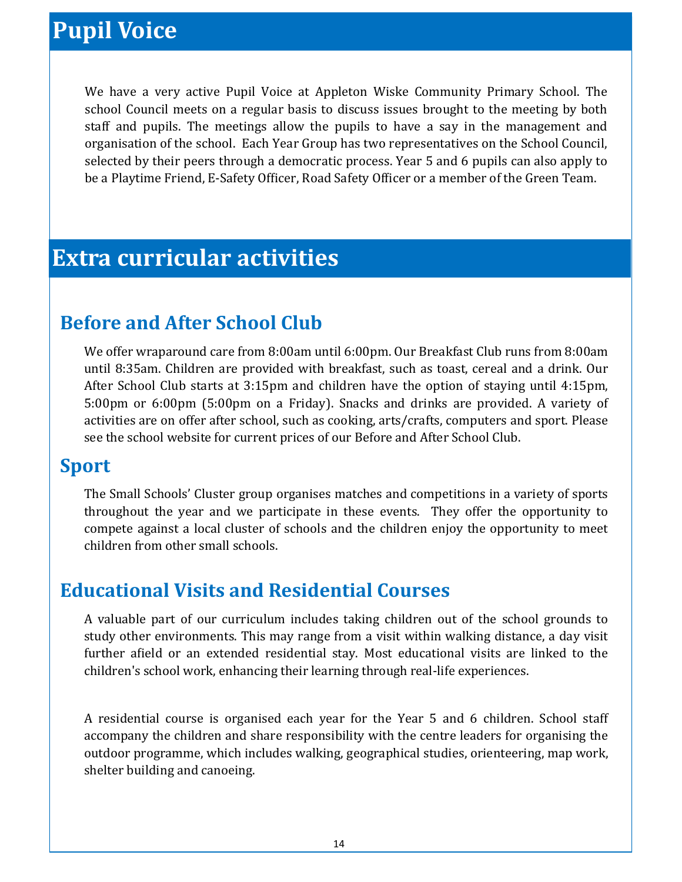# Pupil Voice

We have a very active Pupil Voice at Appleton Wiske Community Primary School. The school Council meets on a regular basis to discuss issues brought to the meeting by both staff and pupils. The meetings allow the pupils to have a say in the management and organisation of the school. Each Year Group has two representatives on the School Council, selected by their peers through a democratic process. Year 5 and 6 pupils can also apply to be a Playtime Friend, E-Safety Officer, Road Safety Officer or a member of the Green Team.

# Extra curricular activities

## Before and After School Club

We offer wraparound care from 8:00am until 6:00pm. Our Breakfast Club runs from 8:00am until 8:35am. Children are provided with breakfast, such as toast, cereal and a drink. Our After School Club starts at 3:15pm and children have the option of staying until 4:15pm, 5:00pm or 6:00pm (5:00pm on a Friday). Snacks and drinks are provided. A variety of activities are on offer after school, such as cooking, arts/crafts, computers and sport. Please see the school website for current prices of our Before and After School Club.

## Sport

The Small Schools' Cluster group organises matches and competitions in a variety of sports throughout the year and we participate in these events. They offer the opportunity to compete against a local cluster of schools and the children enjoy the opportunity to meet children from other small schools.

## Educational Visits and Residential Courses

A valuable part of our curriculum includes taking children out of the school grounds to study other environments. This may range from a visit within walking distance, a day visit further afield or an extended residential stay. Most educational visits are linked to the children's school work, enhancing their learning through real-life experiences.

A residential course is organised each year for the Year 5 and 6 children. School staff accompany the children and share responsibility with the centre leaders for organising the outdoor programme, which includes walking, geographical studies, orienteering, map work, shelter building and canoeing.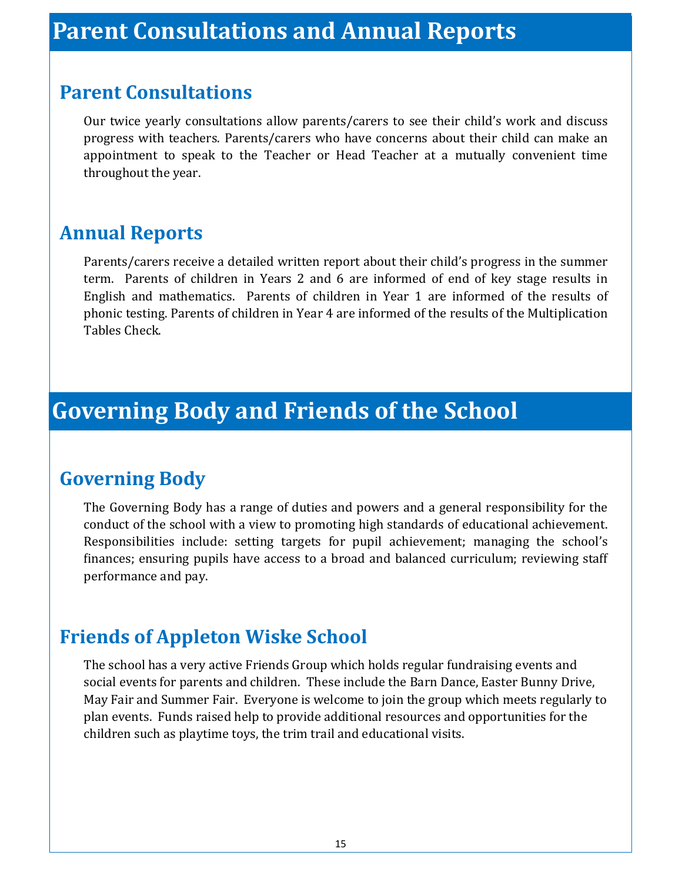# Parent Consultations and Annual Reports

## Parent Consultations

Our twice yearly consultations allow parents/carers to see their child's work and discuss progress with teachers. Parents/carers who have concerns about their child can make an appointment to speak to the Teacher or Head Teacher at a mutually convenient time throughout the year.

## Annual Reports

Parents/carers receive a detailed written report about their child's progress in the summer term. Parents of children in Years 2 and 6 are informed of end of key stage results in English and mathematics. Parents of children in Year 1 are informed of the results of phonic testing. Parents of children in Year 4 are informed of the results of the Multiplication Tables Check.

# Governing Body and Friends of the School

## Governing Body

The Governing Body has a range of duties and powers and a general responsibility for the conduct of the school with a view to promoting high standards of educational achievement. Responsibilities include: setting targets for pupil achievement; managing the school's finances; ensuring pupils have access to a broad and balanced curriculum; reviewing staff performance and pay.

## Friends of Appleton Wiske School

The school has a very active Friends Group which holds regular fundraising events and social events for parents and children. These include the Barn Dance, Easter Bunny Drive, May Fair and Summer Fair. Everyone is welcome to join the group which meets regularly to plan events. Funds raised help to provide additional resources and opportunities for the children such as playtime toys, the trim trail and educational visits.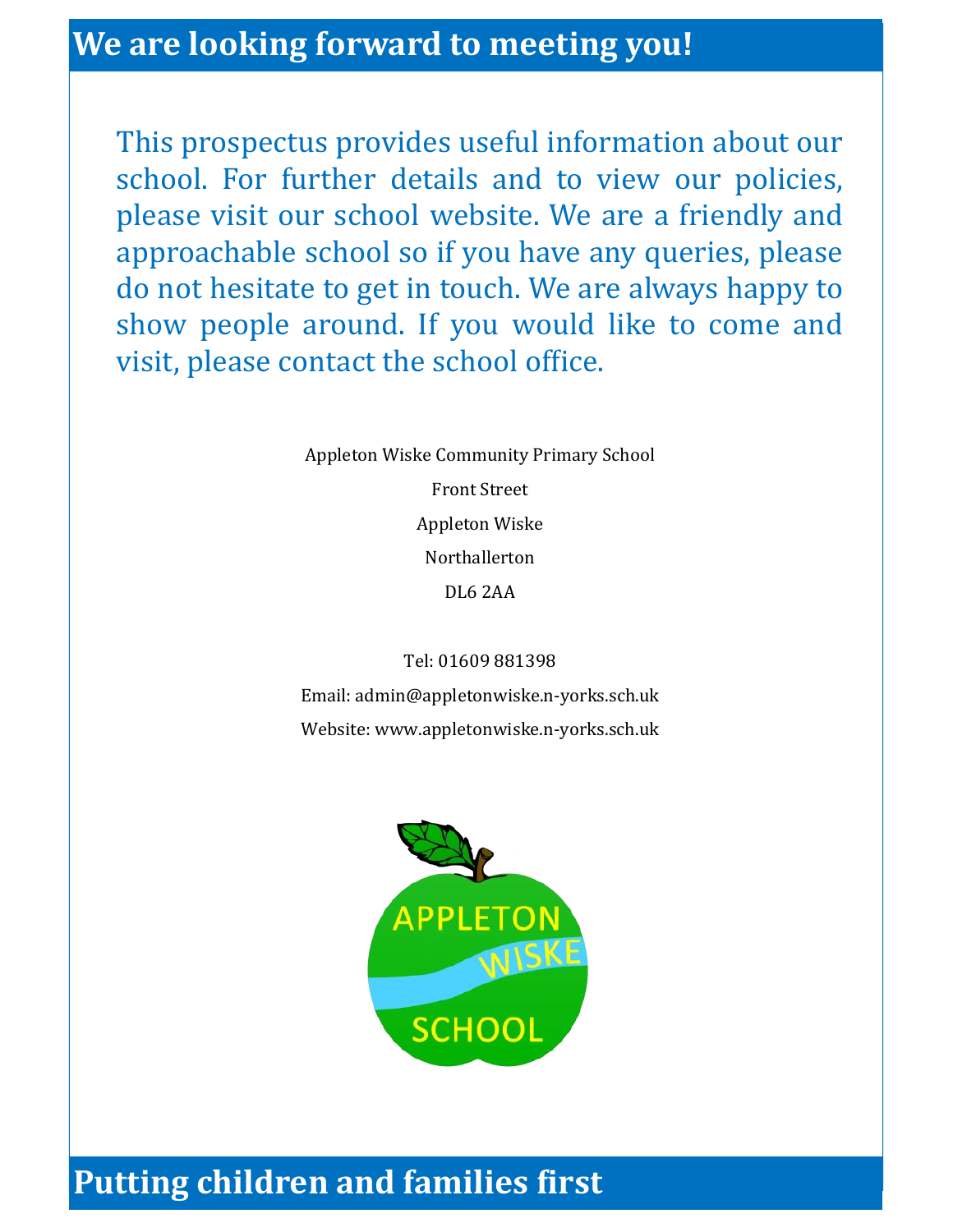## We are looking forward to meeting you!

This prospectus provides useful information about our school. For further details and to view our policies, please visit our school website. We are a friendly and approachable school so if you have any queries, please do not hesitate to get in touch. We are always happy to show people around. If you would like to come and visit, please contact the school office.

Appleton Wiske Community Primary School

Front Street

Appleton Wiske

Northallerton

DL6 2AA

Tel: 01609 881398

Email: admin@appletonwiske.n-yorks.sch.uk

Website: www.appletonwiske.n-yorks.sch.uk

APPLETON WISKE SCHOOL

## Putting children and families first